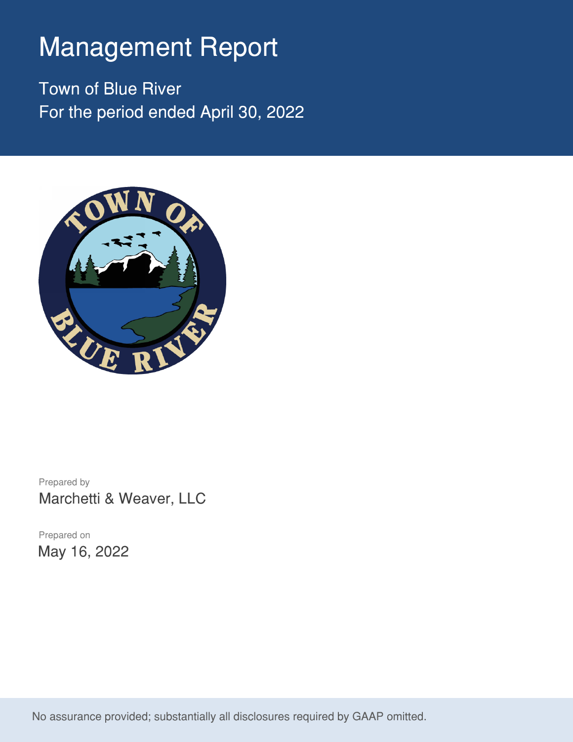# Management Report

Town of Blue River
For the period ended April 30, 2022

Prepared by
Marchetti & Weaver, LLC

Prepared on
May 16, 2022

No assurance provided; substantially all disclosures required by GAAP omitted.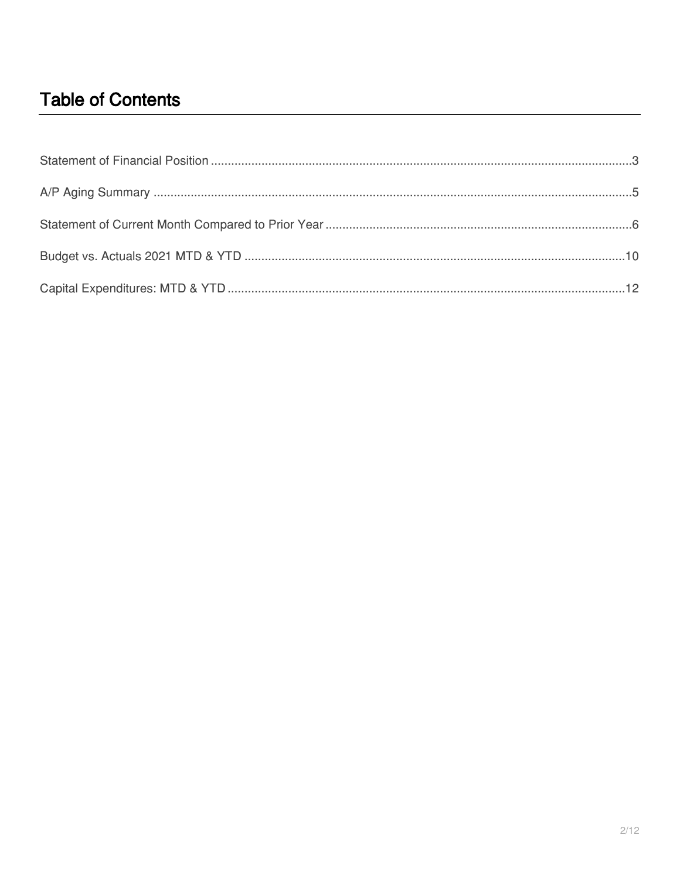# Table of Contents

Statement of Financial Position ....................................................................................................................3

A/P Aging Summary .....................................................................................................................................5

Statement of Current Month Compared to Prior Year ..................................................................................6

Budget vs. Actuals 2021 MTD & YTD ........................................................................................................10

Capital Expenditures: MTD & YTD .............................................................................................................12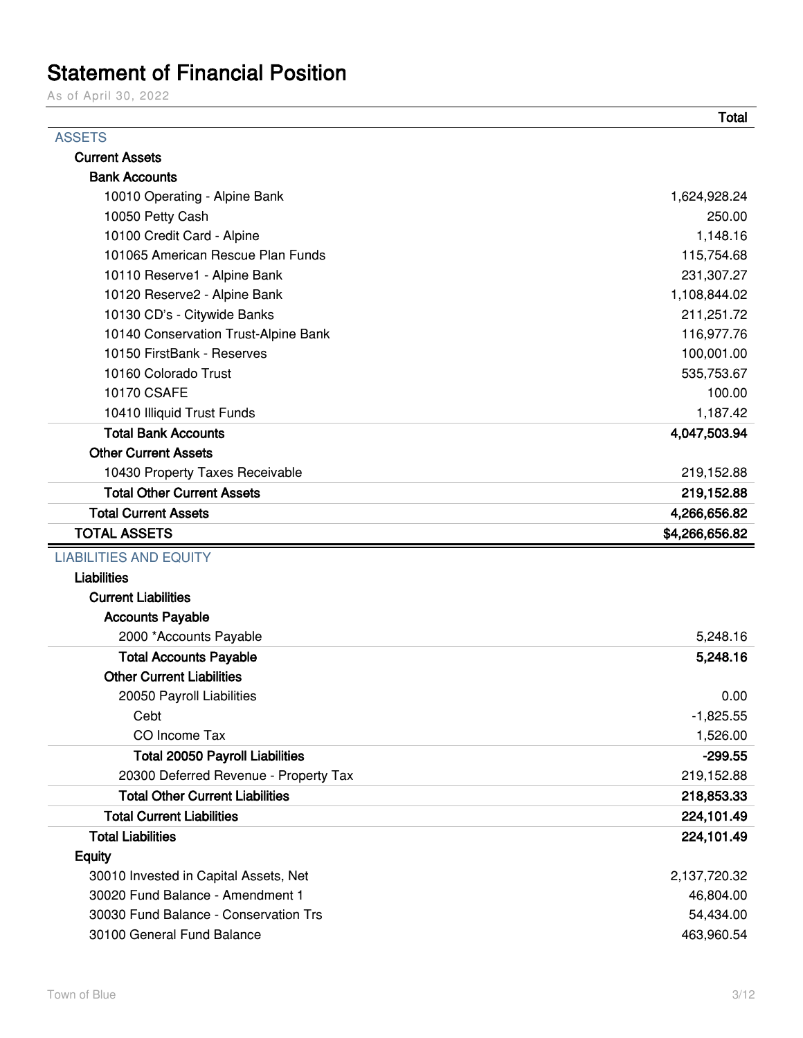# Statement of Financial Position

As of April 30, 2022

| | Total |
|---|---|
| **ASSETS** | |
| **Current Assets** | |
| **Bank Accounts** | |
| 10010 Operating - Alpine Bank | 1,624,928.24 |
| 10050 Petty Cash | 250.00 |
| 10100 Credit Card - Alpine | 1,148.16 |
| 101065 American Rescue Plan Funds | 115,754.68 |
| 10110 Reserve1 - Alpine Bank | 231,307.27 |
| 10120 Reserve2 - Alpine Bank | 1,108,844.02 |
| 10130 CD's - Citywide Banks | 211,251.72 |
| 10140 Conservation Trust-Alpine Bank | 116,977.76 |
| 10150 FirstBank - Reserves | 100,001.00 |
| 10160 Colorado Trust | 535,753.67 |
| 10170 CSAFE | 100.00 |
| 10410 Illiquid Trust Funds | 1,187.42 |
| **Total Bank Accounts** | **4,047,503.94** |
| **Other Current Assets** | |
| 10430 Property Taxes Receivable | 219,152.88 |
| **Total Other Current Assets** | **219,152.88** |
| **Total Current Assets** | **4,266,656.82** |
| **TOTAL ASSETS** | **$4,266,656.82** |
| **LIABILITIES AND EQUITY** | |
| **Liabilities** | |
| **Current Liabilities** | |
| **Accounts Payable** | |
| 2000 *Accounts Payable | 5,248.16 |
| **Total Accounts Payable** | **5,248.16** |
| **Other Current Liabilities** | |
| 20050 Payroll Liabilities | 0.00 |
| Cebt | -1,825.55 |
| CO Income Tax | 1,526.00 |
| **Total 20050 Payroll Liabilities** | **-299.55** |
| 20300 Deferred Revenue - Property Tax | 219,152.88 |
| **Total Other Current Liabilities** | **218,853.33** |
| **Total Current Liabilities** | **224,101.49** |
| **Total Liabilities** | **224,101.49** |
| **Equity** | |
| 30010 Invested in Capital Assets, Net | 2,137,720.32 |
| 30020 Fund Balance - Amendment 1 | 46,804.00 |
| 30030 Fund Balance - Conservation Trs | 54,434.00 |
| 30100 General Fund Balance | 463,960.54 |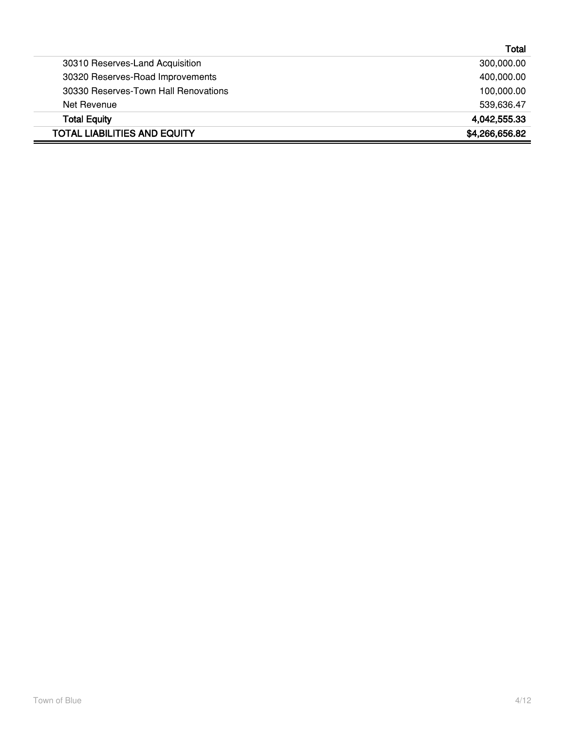| | Total |
|---|---|
| 30310 Reserves-Land Acquisition | 300,000.00 |
| 30320 Reserves-Road Improvements | 400,000.00 |
| 30330 Reserves-Town Hall Renovations | 100,000.00 |
| Net Revenue | 539,636.47 |
| **Total Equity** | **4,042,555.33** |
| **TOTAL LIABILITIES AND EQUITY** | **$4,266,656.82** |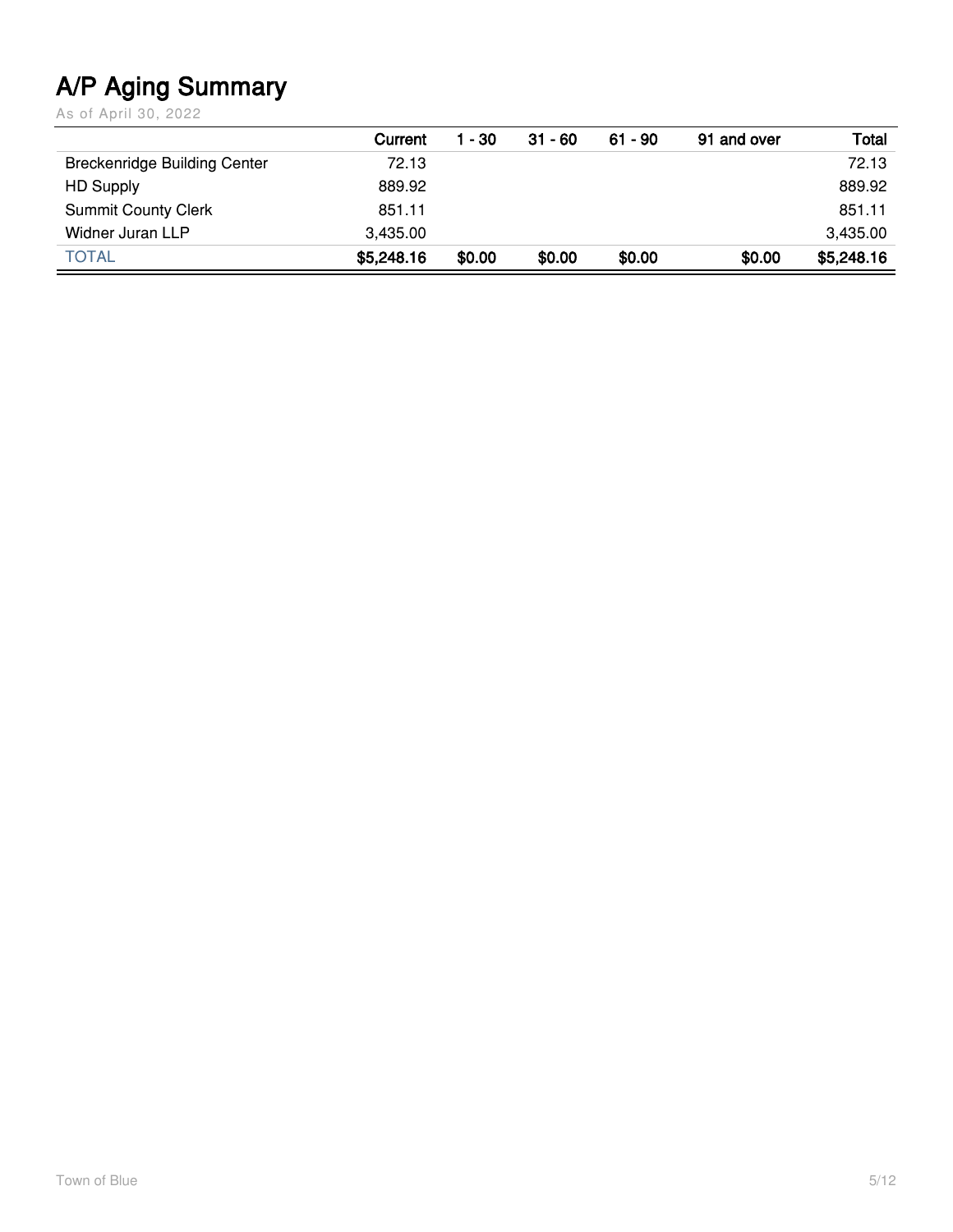# A/P Aging Summary

As of April 30, 2022

| | Current | 1 - 30 | 31 - 60 | 61 - 90 | 91 and over | Total |
|---|---|---|---|---|---|---|
| Breckenridge Building Center | 72.13 | | | | | 72.13 |
| HD Supply | 889.92 | | | | | 889.92 |
| Summit County Clerk | 851.11 | | | | | 851.11 |
| Widner Juran LLP | 3,435.00 | | | | | 3,435.00 |
| TOTAL | **$5,248.16** | **$0.00** | **$0.00** | **$0.00** | **$0.00** | **$5,248.16** |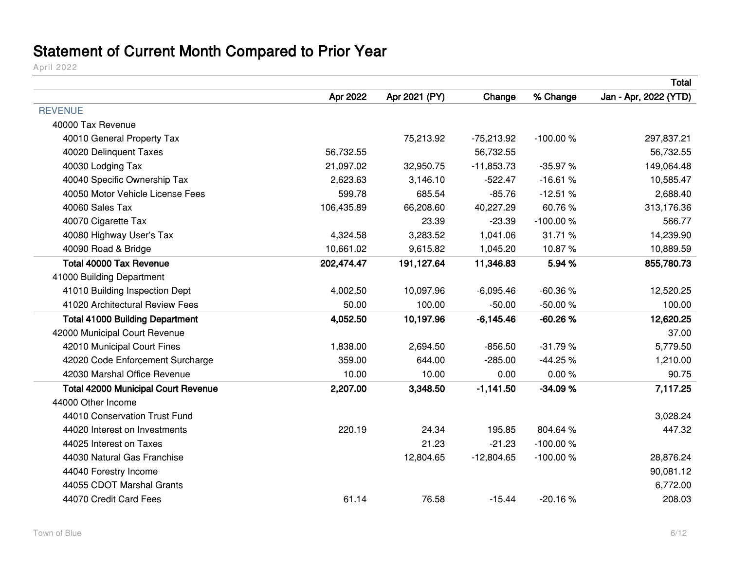# Statement of Current Month Compared to Prior Year

April 2022

| | | | | | Total |
|---|---|---|---|---|---|
| | Apr 2022 | Apr 2021 (PY) | Change | % Change | Jan - Apr, 2022 (YTD) |
| REVENUE | | | | | |
| 40000 Tax Revenue | | | | | |
| 40010 General Property Tax | | 75,213.92 | -75,213.92 | -100.00 % | 297,837.21 |
| 40020 Delinquent Taxes | 56,732.55 | | 56,732.55 | | 56,732.55 |
| 40030 Lodging Tax | 21,097.02 | 32,950.75 | -11,853.73 | -35.97 % | 149,064.48 |
| 40040 Specific Ownership Tax | 2,623.63 | 3,146.10 | -522.47 | -16.61 % | 10,585.47 |
| 40050 Motor Vehicle License Fees | 599.78 | 685.54 | -85.76 | -12.51 % | 2,688.40 |
| 40060 Sales Tax | 106,435.89 | 66,208.60 | 40,227.29 | 60.76 % | 313,176.36 |
| 40070 Cigarette Tax | | 23.39 | -23.39 | -100.00 % | 566.77 |
| 40080 Highway User's Tax | 4,324.58 | 3,283.52 | 1,041.06 | 31.71 % | 14,239.90 |
| 40090 Road & Bridge | 10,661.02 | 9,615.82 | 1,045.20 | 10.87 % | 10,889.59 |
| **Total 40000 Tax Revenue** | **202,474.47** | **191,127.64** | **11,346.83** | **5.94 %** | **855,780.73** |
| 41000 Building Department | | | | | |
| 41010 Building Inspection Dept | 4,002.50 | 10,097.96 | -6,095.46 | -60.36 % | 12,520.25 |
| 41020 Architectural Review Fees | 50.00 | 100.00 | -50.00 | -50.00 % | 100.00 |
| **Total 41000 Building Department** | **4,052.50** | **10,197.96** | **-6,145.46** | **-60.26 %** | **12,620.25** |
| 42000 Municipal Court Revenue | | | | | 37.00 |
| 42010 Municipal Court Fines | 1,838.00 | 2,694.50 | -856.50 | -31.79 % | 5,779.50 |
| 42020 Code Enforcement Surcharge | 359.00 | 644.00 | -285.00 | -44.25 % | 1,210.00 |
| 42030 Marshal Office Revenue | 10.00 | 10.00 | 0.00 | 0.00 % | 90.75 |
| **Total 42000 Municipal Court Revenue** | **2,207.00** | **3,348.50** | **-1,141.50** | **-34.09 %** | **7,117.25** |
| 44000 Other Income | | | | | |
| 44010 Conservation Trust Fund | | | | | 3,028.24 |
| 44020 Interest on Investments | 220.19 | 24.34 | 195.85 | 804.64 % | 447.32 |
| 44025 Interest on Taxes | | 21.23 | -21.23 | -100.00 % | |
| 44030 Natural Gas Franchise | | 12,804.65 | -12,804.65 | -100.00 % | 28,876.24 |
| 44040 Forestry Income | | | | | 90,081.12 |
| 44055 CDOT Marshal Grants | | | | | 6,772.00 |
| 44070 Credit Card Fees | 61.14 | 76.58 | -15.44 | -20.16 % | 208.03 |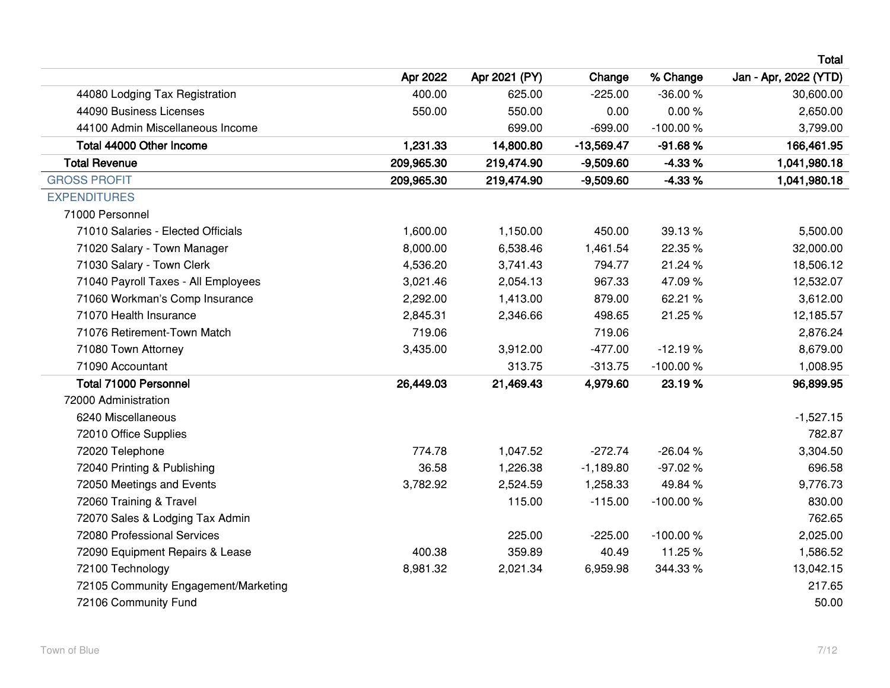| | | | | | Total |
|---|---|---|---|---|---|
| | Apr 2022 | Apr 2021 (PY) | Change | % Change | Jan - Apr, 2022 (YTD) |
| 44080 Lodging Tax Registration | 400.00 | 625.00 | -225.00 | -36.00 % | 30,600.00 |
| 44090 Business Licenses | 550.00 | 550.00 | 0.00 | 0.00 % | 2,650.00 |
| 44100 Admin Miscellaneous Income | | 699.00 | -699.00 | -100.00 % | 3,799.00 |
| **Total 44000 Other Income** | **1,231.33** | **14,800.80** | **-13,569.47** | **-91.68 %** | **166,461.95** |
| **Total Revenue** | **209,965.30** | **219,474.90** | **-9,509.60** | **-4.33 %** | **1,041,980.18** |
| GROSS PROFIT | **209,965.30** | **219,474.90** | **-9,509.60** | **-4.33 %** | **1,041,980.18** |
| EXPENDITURES | | | | | |
| 71000 Personnel | | | | | |
| 71010 Salaries - Elected Officials | 1,600.00 | 1,150.00 | 450.00 | 39.13 % | 5,500.00 |
| 71020 Salary - Town Manager | 8,000.00 | 6,538.46 | 1,461.54 | 22.35 % | 32,000.00 |
| 71030 Salary - Town Clerk | 4,536.20 | 3,741.43 | 794.77 | 21.24 % | 18,506.12 |
| 71040 Payroll Taxes - All Employees | 3,021.46 | 2,054.13 | 967.33 | 47.09 % | 12,532.07 |
| 71060 Workman's Comp Insurance | 2,292.00 | 1,413.00 | 879.00 | 62.21 % | 3,612.00 |
| 71070 Health Insurance | 2,845.31 | 2,346.66 | 498.65 | 21.25 % | 12,185.57 |
| 71076 Retirement-Town Match | 719.06 | | 719.06 | | 2,876.24 |
| 71080 Town Attorney | 3,435.00 | 3,912.00 | -477.00 | -12.19 % | 8,679.00 |
| 71090 Accountant | | 313.75 | -313.75 | -100.00 % | 1,008.95 |
| **Total 71000 Personnel** | **26,449.03** | **21,469.43** | **4,979.60** | **23.19 %** | **96,899.95** |
| 72000 Administration | | | | | |
| 6240 Miscellaneous | | | | | -1,527.15 |
| 72010 Office Supplies | | | | | 782.87 |
| 72020 Telephone | 774.78 | 1,047.52 | -272.74 | -26.04 % | 3,304.50 |
| 72040 Printing & Publishing | 36.58 | 1,226.38 | -1,189.80 | -97.02 % | 696.58 |
| 72050 Meetings and Events | 3,782.92 | 2,524.59 | 1,258.33 | 49.84 % | 9,776.73 |
| 72060 Training & Travel | | 115.00 | -115.00 | -100.00 % | 830.00 |
| 72070 Sales & Lodging Tax Admin | | | | | 762.65 |
| 72080 Professional Services | | 225.00 | -225.00 | -100.00 % | 2,025.00 |
| 72090 Equipment Repairs & Lease | 400.38 | 359.89 | 40.49 | 11.25 % | 1,586.52 |
| 72100 Technology | 8,981.32 | 2,021.34 | 6,959.98 | 344.33 % | 13,042.15 |
| 72105 Community Engagement/Marketing | | | | | 217.65 |
| 72106 Community Fund | | | | | 50.00 |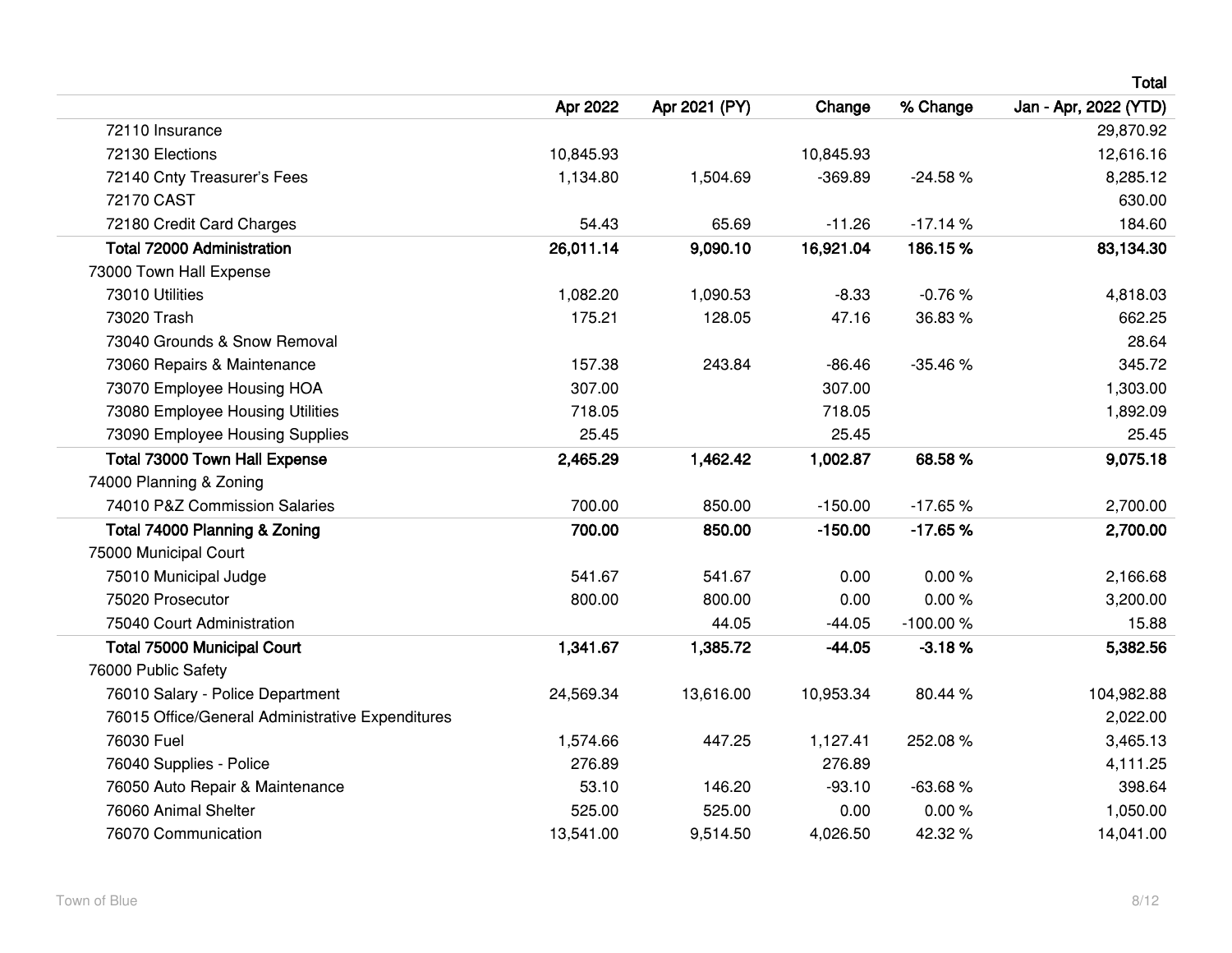| | | | | | Total |
|---|---|---|---|---|---|
| | Apr 2022 | Apr 2021 (PY) | Change | % Change | Jan - Apr, 2022 (YTD) |
| 72110 Insurance | | | | | 29,870.92 |
| 72130 Elections | 10,845.93 | | 10,845.93 | | 12,616.16 |
| 72140 Cnty Treasurer's Fees | 1,134.80 | 1,504.69 | -369.89 | -24.58 % | 8,285.12 |
| 72170 CAST | | | | | 630.00 |
| 72180 Credit Card Charges | 54.43 | 65.69 | -11.26 | -17.14 % | 184.60 |
| **Total 72000 Administration** | **26,011.14** | **9,090.10** | **16,921.04** | **186.15 %** | **83,134.30** |
| 73000 Town Hall Expense | | | | | |
| 73010 Utilities | 1,082.20 | 1,090.53 | -8.33 | -0.76 % | 4,818.03 |
| 73020 Trash | 175.21 | 128.05 | 47.16 | 36.83 % | 662.25 |
| 73040 Grounds & Snow Removal | | | | | 28.64 |
| 73060 Repairs & Maintenance | 157.38 | 243.84 | -86.46 | -35.46 % | 345.72 |
| 73070 Employee Housing HOA | 307.00 | | 307.00 | | 1,303.00 |
| 73080 Employee Housing Utilities | 718.05 | | 718.05 | | 1,892.09 |
| 73090 Employee Housing Supplies | 25.45 | | 25.45 | | 25.45 |
| **Total 73000 Town Hall Expense** | **2,465.29** | **1,462.42** | **1,002.87** | **68.58 %** | **9,075.18** |
| 74000 Planning & Zoning | | | | | |
| 74010 P&Z Commission Salaries | 700.00 | 850.00 | -150.00 | -17.65 % | 2,700.00 |
| **Total 74000 Planning & Zoning** | **700.00** | **850.00** | **-150.00** | **-17.65 %** | **2,700.00** |
| 75000 Municipal Court | | | | | |
| 75010 Municipal Judge | 541.67 | 541.67 | 0.00 | 0.00 % | 2,166.68 |
| 75020 Prosecutor | 800.00 | 800.00 | 0.00 | 0.00 % | 3,200.00 |
| 75040 Court Administration | | 44.05 | -44.05 | -100.00 % | 15.88 |
| **Total 75000 Municipal Court** | **1,341.67** | **1,385.72** | **-44.05** | **-3.18 %** | **5,382.56** |
| 76000 Public Safety | | | | | |
| 76010 Salary - Police Department | 24,569.34 | 13,616.00 | 10,953.34 | 80.44 % | 104,982.88 |
| 76015 Office/General Administrative Expenditures | | | | | 2,022.00 |
| 76030 Fuel | 1,574.66 | 447.25 | 1,127.41 | 252.08 % | 3,465.13 |
| 76040 Supplies - Police | 276.89 | | 276.89 | | 4,111.25 |
| 76050 Auto Repair & Maintenance | 53.10 | 146.20 | -93.10 | -63.68 % | 398.64 |
| 76060 Animal Shelter | 525.00 | 525.00 | 0.00 | 0.00 % | 1,050.00 |
| 76070 Communication | 13,541.00 | 9,514.50 | 4,026.50 | 42.32 % | 14,041.00 |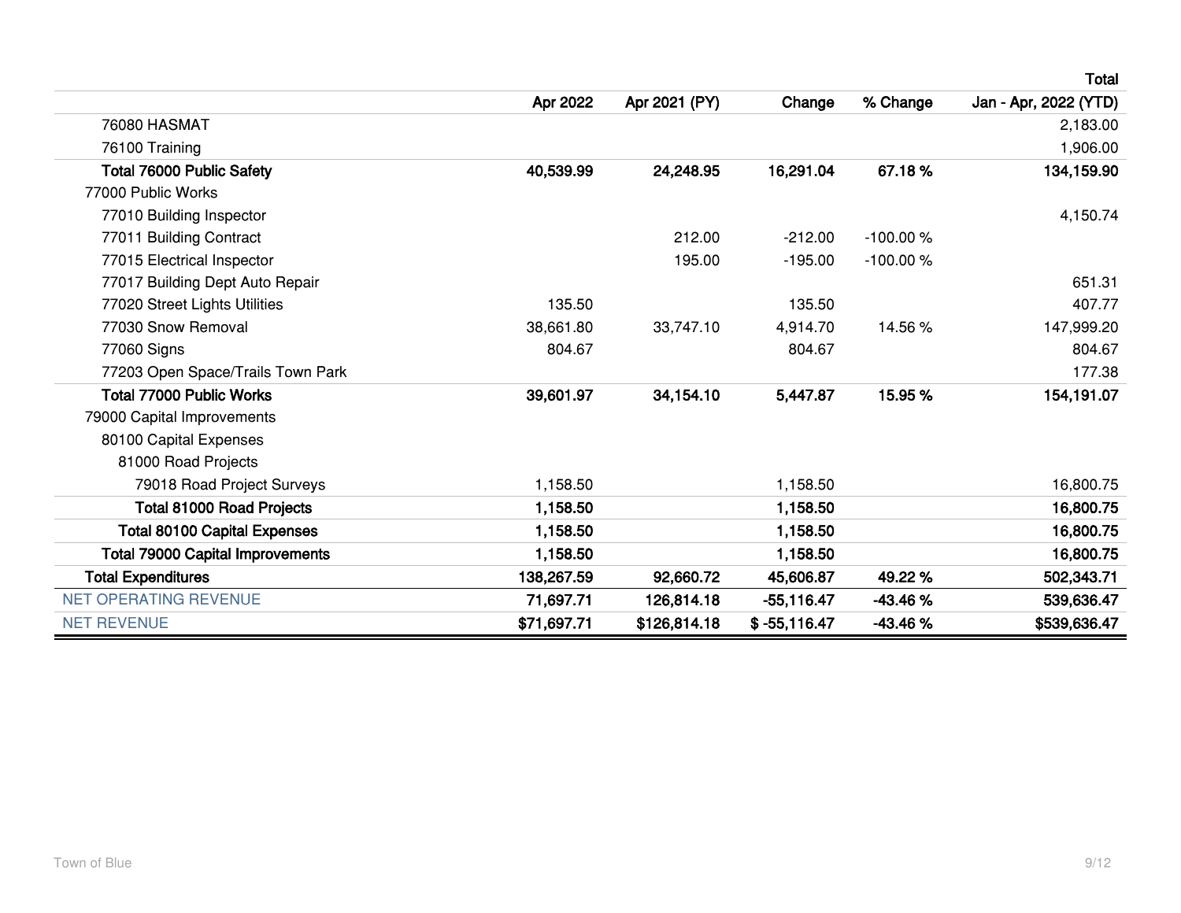| | Apr 2022 | Apr 2021 (PY) | Change | % Change | Total Jan - Apr, 2022 (YTD) |
|---|---|---|---|---|---|
| 76080 HASMAT | | | | | 2,183.00 |
| 76100 Training | | | | | 1,906.00 |
| **Total 76000 Public Safety** | **40,539.99** | **24,248.95** | **16,291.04** | **67.18 %** | **134,159.90** |
| 77000 Public Works | | | | | |
| 77010 Building Inspector | | | | | 4,150.74 |
| 77011 Building Contract | | 212.00 | -212.00 | -100.00 % | |
| 77015 Electrical Inspector | | 195.00 | -195.00 | -100.00 % | |
| 77017 Building Dept Auto Repair | | | | | 651.31 |
| 77020 Street Lights Utilities | 135.50 | | 135.50 | | 407.77 |
| 77030 Snow Removal | 38,661.80 | 33,747.10 | 4,914.70 | 14.56 % | 147,999.20 |
| 77060 Signs | 804.67 | | 804.67 | | 804.67 |
| 77203 Open Space/Trails Town Park | | | | | 177.38 |
| **Total 77000 Public Works** | **39,601.97** | **34,154.10** | **5,447.87** | **15.95 %** | **154,191.07** |
| 79000 Capital Improvements | | | | | |
| 80100 Capital Expenses | | | | | |
| 81000 Road Projects | | | | | |
| 79018 Road Project Surveys | 1,158.50 | | 1,158.50 | | 16,800.75 |
| **Total 81000 Road Projects** | **1,158.50** | | **1,158.50** | | **16,800.75** |
| **Total 80100 Capital Expenses** | **1,158.50** | | **1,158.50** | | **16,800.75** |
| **Total 79000 Capital Improvements** | **1,158.50** | | **1,158.50** | | **16,800.75** |
| **Total Expenditures** | **138,267.59** | **92,660.72** | **45,606.87** | **49.22 %** | **502,343.71** |
| NET OPERATING REVENUE | **71,697.71** | **126,814.18** | **-55,116.47** | **-43.46 %** | **539,636.47** |
| NET REVENUE | **$71,697.71** | **$126,814.18** | **$ -55,116.47** | **-43.46 %** | **$539,636.47** |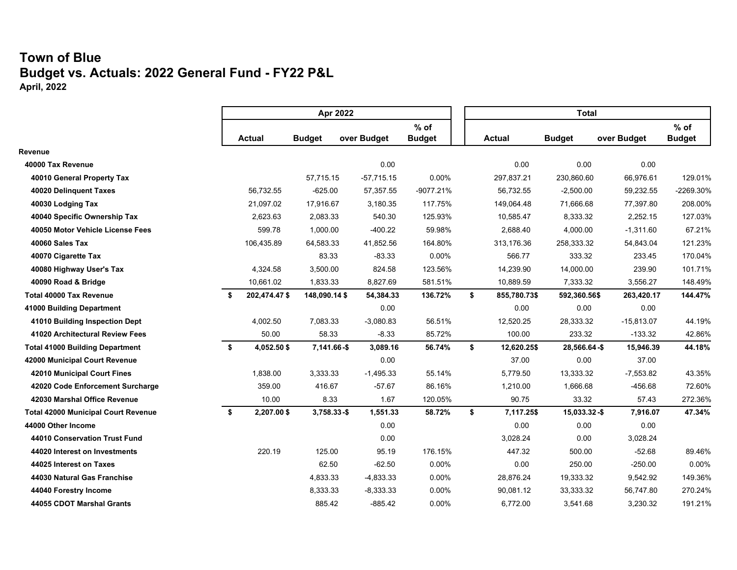# Town of Blue

## Budget vs. Actuals: 2022 General Fund - FY22 P&L

**April, 2022**

| | Apr 2022 | | | | Total | | | |
|---|---|---|---|---|---|---|---|---|
| | Actual | Budget | over Budget | % of Budget | Actual | Budget | over Budget | % of Budget |
| **Revenue** | | | | | | | | |
| **40000 Tax Revenue** | | | 0.00 | | 0.00 | 0.00 | 0.00 | |
| **40010 General Property Tax** | | 57,715.15 | -57,715.15 | 0.00% | 297,837.21 | 230,860.60 | 66,976.61 | 129.01% |
| **40020 Delinquent Taxes** | 56,732.55 | -625.00 | 57,357.55 | -9077.21% | 56,732.55 | -2,500.00 | 59,232.55 | -2269.30% |
| **40030 Lodging Tax** | 21,097.02 | 17,916.67 | 3,180.35 | 117.75% | 149,064.48 | 71,666.68 | 77,397.80 | 208.00% |
| **40040 Specific Ownership Tax** | 2,623.63 | 2,083.33 | 540.30 | 125.93% | 10,585.47 | 8,333.32 | 2,252.15 | 127.03% |
| **40050 Motor Vehicle License Fees** | 599.78 | 1,000.00 | -400.22 | 59.98% | 2,688.40 | 4,000.00 | -1,311.60 | 67.21% |
| **40060 Sales Tax** | 106,435.89 | 64,583.33 | 41,852.56 | 164.80% | 313,176.36 | 258,333.32 | 54,843.04 | 121.23% |
| **40070 Cigarette Tax** | | 83.33 | -83.33 | 0.00% | 566.77 | 333.32 | 233.45 | 170.04% |
| **40080 Highway User's Tax** | 4,324.58 | 3,500.00 | 824.58 | 123.56% | 14,239.90 | 14,000.00 | 239.90 | 101.71% |
| **40090 Road & Bridge** | 10,661.02 | 1,833.33 | 8,827.69 | 581.51% | 10,889.59 | 7,333.32 | 3,556.27 | 148.49% |
| **Total 40000 Tax Revenue** | **$ 202,474.47** | **$ 148,090.14** | **$ 54,384.33** | **136.72%** | **$ 855,780.73** | **$ 592,360.56** | **$ 263,420.17** | **144.47%** |
| **41000 Building Department** | | | 0.00 | | 0.00 | 0.00 | 0.00 | |
| **41010 Building Inspection Dept** | 4,002.50 | 7,083.33 | -3,080.83 | 56.51% | 12,520.25 | 28,333.32 | -15,813.07 | 44.19% |
| **41020 Architectural Review Fees** | 50.00 | 58.33 | -8.33 | 85.72% | 100.00 | 233.32 | -133.32 | 42.86% |
| **Total 41000 Building Department** | **$ 4,052.50** | **$ 7,141.66** | **-$ 3,089.16** | **56.74%** | **$ 12,620.25** | **$ 28,566.64** | **-$ 15,946.39** | **44.18%** |
| **42000 Municipal Court Revenue** | | | 0.00 | | 37.00 | 0.00 | 37.00 | |
| **42010 Municipal Court Fines** | 1,838.00 | 3,333.33 | -1,495.33 | 55.14% | 5,779.50 | 13,333.32 | -7,553.82 | 43.35% |
| **42020 Code Enforcement Surcharge** | 359.00 | 416.67 | -57.67 | 86.16% | 1,210.00 | 1,666.68 | -456.68 | 72.60% |
| **42030 Marshal Office Revenue** | 10.00 | 8.33 | 1.67 | 120.05% | 90.75 | 33.32 | 57.43 | 272.36% |
| **Total 42000 Municipal Court Revenue** | **$ 2,207.00** | **$ 3,758.33** | **-$ 1,551.33** | **58.72%** | **$ 7,117.25** | **$ 15,033.32** | **-$ 7,916.07** | **47.34%** |
| **44000 Other Income** | | | 0.00 | | 0.00 | 0.00 | 0.00 | |
| **44010 Conservation Trust Fund** | | | 0.00 | | 3,028.24 | 0.00 | 3,028.24 | |
| **44020 Interest on Investments** | 220.19 | 125.00 | 95.19 | 176.15% | 447.32 | 500.00 | -52.68 | 89.46% |
| **44025 Interest on Taxes** | | 62.50 | -62.50 | 0.00% | 0.00 | 250.00 | -250.00 | 0.00% |
| **44030 Natural Gas Franchise** | | 4,833.33 | -4,833.33 | 0.00% | 28,876.24 | 19,333.32 | 9,542.92 | 149.36% |
| **44040 Forestry Income** | | 8,333.33 | -8,333.33 | 0.00% | 90,081.12 | 33,333.32 | 56,747.80 | 270.24% |
| **44055 CDOT Marshal Grants** | | 885.42 | -885.42 | 0.00% | 6,772.00 | 3,541.68 | 3,230.32 | 191.21% |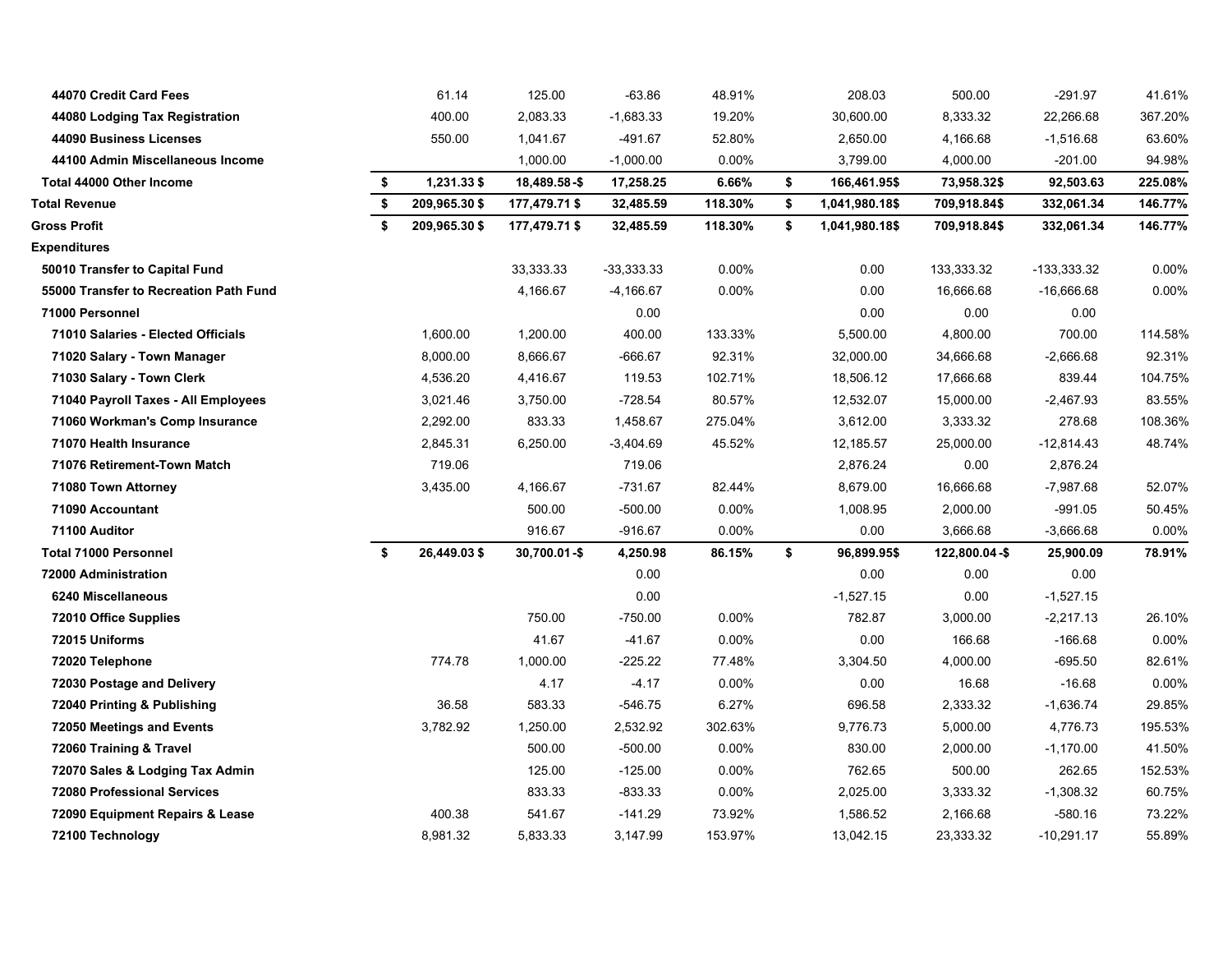| | | | | | | | | | |
|---|---|---|---|---|---|---|---|---|---|
| **44070 Credit Card Fees** | | 61.14 | 125.00 | -63.86 | 48.91% | | 208.03 | 500.00 | -291.97 | 41.61% |
| **44080 Lodging Tax Registration** | | 400.00 | 2,083.33 | -1,683.33 | 19.20% | | 30,600.00 | 8,333.32 | 22,266.68 | 367.20% |
| **44090 Business Licenses** | | 550.00 | 1,041.67 | -491.67 | 52.80% | | 2,650.00 | 4,166.68 | -1,516.68 | 63.60% |
| **44100 Admin Miscellaneous Income** | | | 1,000.00 | -1,000.00 | 0.00% | | 3,799.00 | 4,000.00 | -201.00 | 94.98% |
| **Total 44000 Other Income** | **$** | **1,231.33 $** | **18,489.58 -$** | **17,258.25** | **6.66%** | **$** | **166,461.95$** | **73,958.32$** | **92,503.63** | **225.08%** |
| **Total Revenue** | **$** | **209,965.30 $** | **177,479.71 $** | **32,485.59** | **118.30%** | **$** | **1,041,980.18$** | **709,918.84$** | **332,061.34** | **146.77%** |
| **Gross Profit** | **$** | **209,965.30 $** | **177,479.71 $** | **32,485.59** | **118.30%** | **$** | **1,041,980.18$** | **709,918.84$** | **332,061.34** | **146.77%** |
| **Expenditures** | | | | | | | | | | |
| **50010 Transfer to Capital Fund** | | | 33,333.33 | -33,333.33 | 0.00% | | 0.00 | 133,333.32 | -133,333.32 | 0.00% |
| **55000 Transfer to Recreation Path Fund** | | | 4,166.67 | -4,166.67 | 0.00% | | 0.00 | 16,666.68 | -16,666.68 | 0.00% |
| **71000 Personnel** | | | | 0.00 | | | 0.00 | 0.00 | 0.00 | |
| **71010 Salaries - Elected Officials** | | 1,600.00 | 1,200.00 | 400.00 | 133.33% | | 5,500.00 | 4,800.00 | 700.00 | 114.58% |
| **71020 Salary - Town Manager** | | 8,000.00 | 8,666.67 | -666.67 | 92.31% | | 32,000.00 | 34,666.68 | -2,666.68 | 92.31% |
| **71030 Salary - Town Clerk** | | 4,536.20 | 4,416.67 | 119.53 | 102.71% | | 18,506.12 | 17,666.68 | 839.44 | 104.75% |
| **71040 Payroll Taxes - All Employees** | | 3,021.46 | 3,750.00 | -728.54 | 80.57% | | 12,532.07 | 15,000.00 | -2,467.93 | 83.55% |
| **71060 Workman's Comp Insurance** | | 2,292.00 | 833.33 | 1,458.67 | 275.04% | | 3,612.00 | 3,333.32 | 278.68 | 108.36% |
| **71070 Health Insurance** | | 2,845.31 | 6,250.00 | -3,404.69 | 45.52% | | 12,185.57 | 25,000.00 | -12,814.43 | 48.74% |
| **71076 Retirement-Town Match** | | 719.06 | | 719.06 | | | 2,876.24 | 0.00 | 2,876.24 | |
| **71080 Town Attorney** | | 3,435.00 | 4,166.67 | -731.67 | 82.44% | | 8,679.00 | 16,666.68 | -7,987.68 | 52.07% |
| **71090 Accountant** | | | 500.00 | -500.00 | 0.00% | | 1,008.95 | 2,000.00 | -991.05 | 50.45% |
| **71100 Auditor** | | | 916.67 | -916.67 | 0.00% | | 0.00 | 3,666.68 | -3,666.68 | 0.00% |
| **Total 71000 Personnel** | **$** | **26,449.03 $** | **30,700.01 -$** | **4,250.98** | **86.15%** | **$** | **96,899.95$** | **122,800.04 -$** | **25,900.09** | **78.91%** |
| **72000 Administration** | | | | 0.00 | | | 0.00 | 0.00 | 0.00 | |
| **6240 Miscellaneous** | | | | 0.00 | | | -1,527.15 | 0.00 | -1,527.15 | |
| **72010 Office Supplies** | | | 750.00 | -750.00 | 0.00% | | 782.87 | 3,000.00 | -2,217.13 | 26.10% |
| **72015 Uniforms** | | | 41.67 | -41.67 | 0.00% | | 0.00 | 166.68 | -166.68 | 0.00% |
| **72020 Telephone** | | 774.78 | 1,000.00 | -225.22 | 77.48% | | 3,304.50 | 4,000.00 | -695.50 | 82.61% |
| **72030 Postage and Delivery** | | | 4.17 | -4.17 | 0.00% | | 0.00 | 16.68 | -16.68 | 0.00% |
| **72040 Printing & Publishing** | | 36.58 | 583.33 | -546.75 | 6.27% | | 696.58 | 2,333.32 | -1,636.74 | 29.85% |
| **72050 Meetings and Events** | | 3,782.92 | 1,250.00 | 2,532.92 | 302.63% | | 9,776.73 | 5,000.00 | 4,776.73 | 195.53% |
| **72060 Training & Travel** | | | 500.00 | -500.00 | 0.00% | | 830.00 | 2,000.00 | -1,170.00 | 41.50% |
| **72070 Sales & Lodging Tax Admin** | | | 125.00 | -125.00 | 0.00% | | 762.65 | 500.00 | 262.65 | 152.53% |
| **72080 Professional Services** | | | 833.33 | -833.33 | 0.00% | | 2,025.00 | 3,333.32 | -1,308.32 | 60.75% |
| **72090 Equipment Repairs & Lease** | | 400.38 | 541.67 | -141.29 | 73.92% | | 1,586.52 | 2,166.68 | -580.16 | 73.22% |
| **72100 Technology** | | 8,981.32 | 5,833.33 | 3,147.99 | 153.97% | | 13,042.15 | 23,333.32 | -10,291.17 | 55.89% |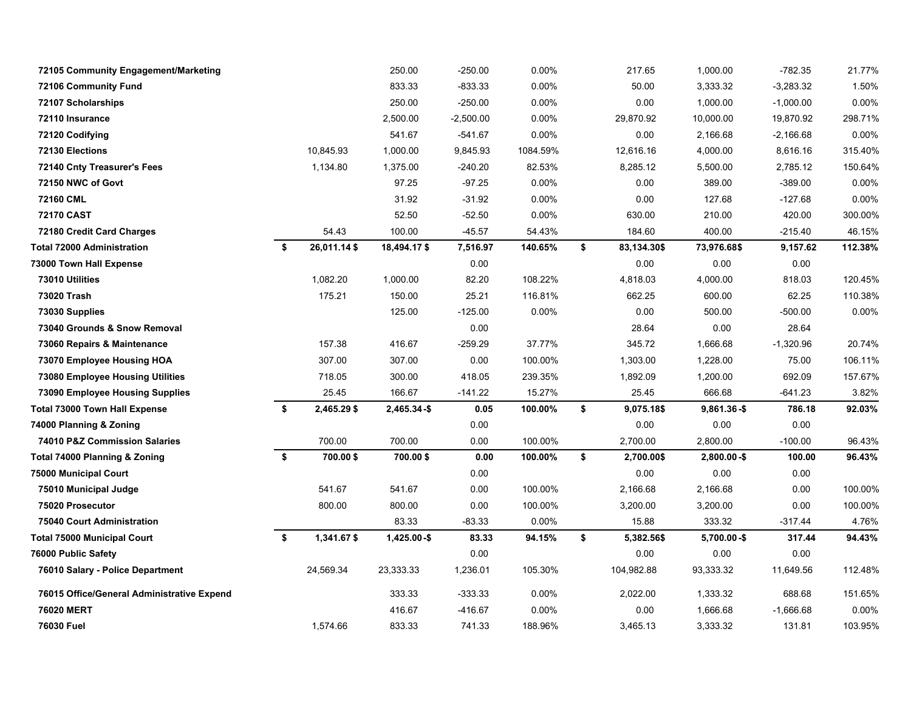| | | | | | | | | |
|---|---|---|---|---|---|---|---|---|
| 72105 Community Engagement/Marketing | | 250.00 | -250.00 | 0.00% | 217.65 | 1,000.00 | -782.35 | 21.77% |
| 72106 Community Fund | | 833.33 | -833.33 | 0.00% | 50.00 | 3,333.32 | -3,283.32 | 1.50% |
| 72107 Scholarships | | 250.00 | -250.00 | 0.00% | 0.00 | 1,000.00 | -1,000.00 | 0.00% |
| 72110 Insurance | | 2,500.00 | -2,500.00 | 0.00% | 29,870.92 | 10,000.00 | 19,870.92 | 298.71% |
| 72120 Codifying | | 541.67 | -541.67 | 0.00% | 0.00 | 2,166.68 | -2,166.68 | 0.00% |
| 72130 Elections | 10,845.93 | 1,000.00 | 9,845.93 | 1084.59% | 12,616.16 | 4,000.00 | 8,616.16 | 315.40% |
| 72140 Cnty Treasurer's Fees | 1,134.80 | 1,375.00 | -240.20 | 82.53% | 8,285.12 | 5,500.00 | 2,785.12 | 150.64% |
| 72150 NWC of Govt | | 97.25 | -97.25 | 0.00% | 0.00 | 389.00 | -389.00 | 0.00% |
| 72160 CML | | 31.92 | -31.92 | 0.00% | 0.00 | 127.68 | -127.68 | 0.00% |
| 72170 CAST | | 52.50 | -52.50 | 0.00% | 630.00 | 210.00 | 420.00 | 300.00% |
| 72180 Credit Card Charges | 54.43 | 100.00 | -45.57 | 54.43% | 184.60 | 400.00 | -215.40 | 46.15% |
| **Total 72000 Administration** | **$ 26,011.14** | **$ 18,494.17** | **$ 7,516.97** | **140.65%** | **$ 83,134.30** | **$ 73,976.68** | **$ 9,157.62** | **112.38%** |
| 73000 Town Hall Expense | | | 0.00 | | 0.00 | 0.00 | 0.00 | |
| 73010 Utilities | 1,082.20 | 1,000.00 | 82.20 | 108.22% | 4,818.03 | 4,000.00 | 818.03 | 120.45% |
| 73020 Trash | 175.21 | 150.00 | 25.21 | 116.81% | 662.25 | 600.00 | 62.25 | 110.38% |
| 73030 Supplies | | 125.00 | -125.00 | 0.00% | 0.00 | 500.00 | -500.00 | 0.00% |
| 73040 Grounds & Snow Removal | | | 0.00 | | 28.64 | 0.00 | 28.64 | |
| 73060 Repairs & Maintenance | 157.38 | 416.67 | -259.29 | 37.77% | 345.72 | 1,666.68 | -1,320.96 | 20.74% |
| 73070 Employee Housing HOA | 307.00 | 307.00 | 0.00 | 100.00% | 1,303.00 | 1,228.00 | 75.00 | 106.11% |
| 73080 Employee Housing Utilities | 718.05 | 300.00 | 418.05 | 239.35% | 1,892.09 | 1,200.00 | 692.09 | 157.67% |
| 73090 Employee Housing Supplies | 25.45 | 166.67 | -141.22 | 15.27% | 25.45 | 666.68 | -641.23 | 3.82% |
| **Total 73000 Town Hall Expense** | **$ 2,465.29** | **$ 2,465.34** | **-$ 0.05** | **100.00%** | **$ 9,075.18** | **$ 9,861.36** | **-$ 786.18** | **92.03%** |
| 74000 Planning & Zoning | | | 0.00 | | 0.00 | 0.00 | 0.00 | |
| 74010 P&Z Commission Salaries | 700.00 | 700.00 | 0.00 | 100.00% | 2,700.00 | 2,800.00 | -100.00 | 96.43% |
| **Total 74000 Planning & Zoning** | **$ 700.00** | **$ 700.00** | **$ 0.00** | **100.00%** | **$ 2,700.00** | **$ 2,800.00** | **-$ 100.00** | **96.43%** |
| 75000 Municipal Court | | | 0.00 | | 0.00 | 0.00 | 0.00 | |
| 75010 Municipal Judge | 541.67 | 541.67 | 0.00 | 100.00% | 2,166.68 | 2,166.68 | 0.00 | 100.00% |
| 75020 Prosecutor | 800.00 | 800.00 | 0.00 | 100.00% | 3,200.00 | 3,200.00 | 0.00 | 100.00% |
| 75040 Court Administration | | 83.33 | -83.33 | 0.00% | 15.88 | 333.32 | -317.44 | 4.76% |
| **Total 75000 Municipal Court** | **$ 1,341.67** | **$ 1,425.00** | **-$ 83.33** | **94.15%** | **$ 5,382.56** | **$ 5,700.00** | **-$ 317.44** | **94.43%** |
| 76000 Public Safety | | | 0.00 | | 0.00 | 0.00 | 0.00 | |
| 76010 Salary - Police Department | 24,569.34 | 23,333.33 | 1,236.01 | 105.30% | 104,982.88 | 93,333.32 | 11,649.56 | 112.48% |
| 76015 Office/General Administrative Expend | | 333.33 | -333.33 | 0.00% | 2,022.00 | 1,333.32 | 688.68 | 151.65% |
| 76020 MERT | | 416.67 | -416.67 | 0.00% | 0.00 | 1,666.68 | -1,666.68 | 0.00% |
| 76030 Fuel | 1,574.66 | 833.33 | 741.33 | 188.96% | 3,465.13 | 3,333.32 | 131.81 | 103.95% |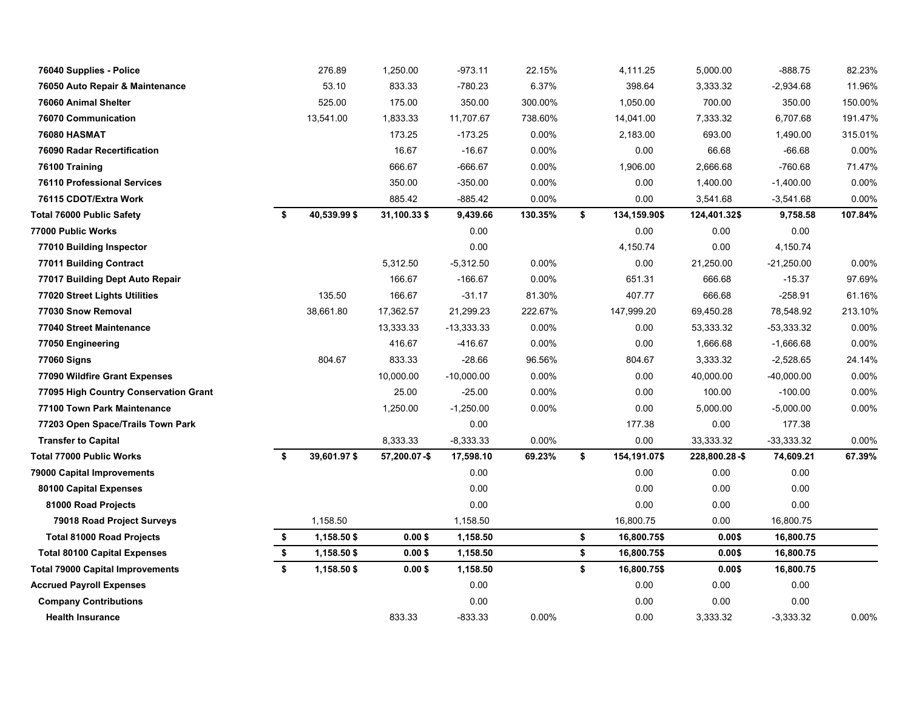| | | | | | | | | | |
|---|---|---|---|---|---|---|---|---|---|
| 76040 Supplies - Police | | 276.89 | 1,250.00 | -973.11 | 22.15% | | 4,111.25 | 5,000.00 | -888.75 | 82.23% |
| 76050 Auto Repair & Maintenance | | 53.10 | 833.33 | -780.23 | 6.37% | | 398.64 | 3,333.32 | -2,934.68 | 11.96% |
| 76060 Animal Shelter | | 525.00 | 175.00 | 350.00 | 300.00% | | 1,050.00 | 700.00 | 350.00 | 150.00% |
| 76070 Communication | | 13,541.00 | 1,833.33 | 11,707.67 | 738.60% | | 14,041.00 | 7,333.32 | 6,707.68 | 191.47% |
| 76080 HASMAT | | | 173.25 | -173.25 | 0.00% | | 2,183.00 | 693.00 | 1,490.00 | 315.01% |
| 76090 Radar Recertification | | | 16.67 | -16.67 | 0.00% | | 0.00 | 66.68 | -66.68 | 0.00% |
| 76100 Training | | | 666.67 | -666.67 | 0.00% | | 1,906.00 | 2,666.68 | -760.68 | 71.47% |
| 76110 Professional Services | | | 350.00 | -350.00 | 0.00% | | 0.00 | 1,400.00 | -1,400.00 | 0.00% |
| 76115 CDOT/Extra Work | | | 885.42 | -885.42 | 0.00% | | 0.00 | 3,541.68 | -3,541.68 | 0.00% |
| **Total 76000 Public Safety** | **$** | **40,539.99 $** | **31,100.33 $** | **9,439.66** | **130.35%** | **$** | **134,159.90$** | **124,401.32$** | **9,758.58** | **107.84%** |
| **77000 Public Works** | | | | 0.00 | | | 0.00 | 0.00 | 0.00 | |
| 77010 Building Inspector | | | | 0.00 | | | 4,150.74 | 0.00 | 4,150.74 | |
| 77011 Building Contract | | | 5,312.50 | -5,312.50 | 0.00% | | 0.00 | 21,250.00 | -21,250.00 | 0.00% |
| 77017 Building Dept Auto Repair | | | 166.67 | -166.67 | 0.00% | | 651.31 | 666.68 | -15.37 | 97.69% |
| 77020 Street Lights Utilities | | 135.50 | 166.67 | -31.17 | 81.30% | | 407.77 | 666.68 | -258.91 | 61.16% |
| 77030 Snow Removal | | 38,661.80 | 17,362.57 | 21,299.23 | 222.67% | | 147,999.20 | 69,450.28 | 78,548.92 | 213.10% |
| 77040 Street Maintenance | | | 13,333.33 | -13,333.33 | 0.00% | | 0.00 | 53,333.32 | -53,333.32 | 0.00% |
| 77050 Engineering | | | 416.67 | -416.67 | 0.00% | | 0.00 | 1,666.68 | -1,666.68 | 0.00% |
| 77060 Signs | | 804.67 | 833.33 | -28.66 | 96.56% | | 804.67 | 3,333.32 | -2,528.65 | 24.14% |
| 77090 Wildfire Grant Expenses | | | 10,000.00 | -10,000.00 | 0.00% | | 0.00 | 40,000.00 | -40,000.00 | 0.00% |
| 77095 High Country Conservation Grant | | | 25.00 | -25.00 | 0.00% | | 0.00 | 100.00 | -100.00 | 0.00% |
| 77100 Town Park Maintenance | | | 1,250.00 | -1,250.00 | 0.00% | | 0.00 | 5,000.00 | -5,000.00 | 0.00% |
| 77203 Open Space/Trails Town Park | | | | 0.00 | | | 177.38 | 0.00 | 177.38 | |
| Transfer to Capital | | | 8,333.33 | -8,333.33 | 0.00% | | 0.00 | 33,333.32 | -33,333.32 | 0.00% |
| **Total 77000 Public Works** | **$** | **39,601.97 $** | **57,200.07 -$** | **17,598.10** | **69.23%** | **$** | **154,191.07$** | **228,800.28 -$** | **74,609.21** | **67.39%** |
| **79000 Capital Improvements** | | | | 0.00 | | | 0.00 | 0.00 | 0.00 | |
| 80100 Capital Expenses | | | | 0.00 | | | 0.00 | 0.00 | 0.00 | |
| 81000 Road Projects | | | | 0.00 | | | 0.00 | 0.00 | 0.00 | |
| 79018 Road Project Surveys | | 1,158.50 | | 1,158.50 | | | 16,800.75 | 0.00 | 16,800.75 | |
| **Total 81000 Road Projects** | **$** | **1,158.50 $** | **0.00 $** | **1,158.50** | | **$** | **16,800.75$** | **0.00$** | **16,800.75** | |
| **Total 80100 Capital Expenses** | **$** | **1,158.50 $** | **0.00 $** | **1,158.50** | | **$** | **16,800.75$** | **0.00$** | **16,800.75** | |
| **Total 79000 Capital Improvements** | **$** | **1,158.50 $** | **0.00 $** | **1,158.50** | | **$** | **16,800.75$** | **0.00$** | **16,800.75** | |
| **Accrued Payroll Expenses** | | | | 0.00 | | | 0.00 | 0.00 | 0.00 | |
| Company Contributions | | | | 0.00 | | | 0.00 | 0.00 | 0.00 | |
| Health Insurance | | | 833.33 | -833.33 | 0.00% | | 0.00 | 3,333.32 | -3,333.32 | 0.00% |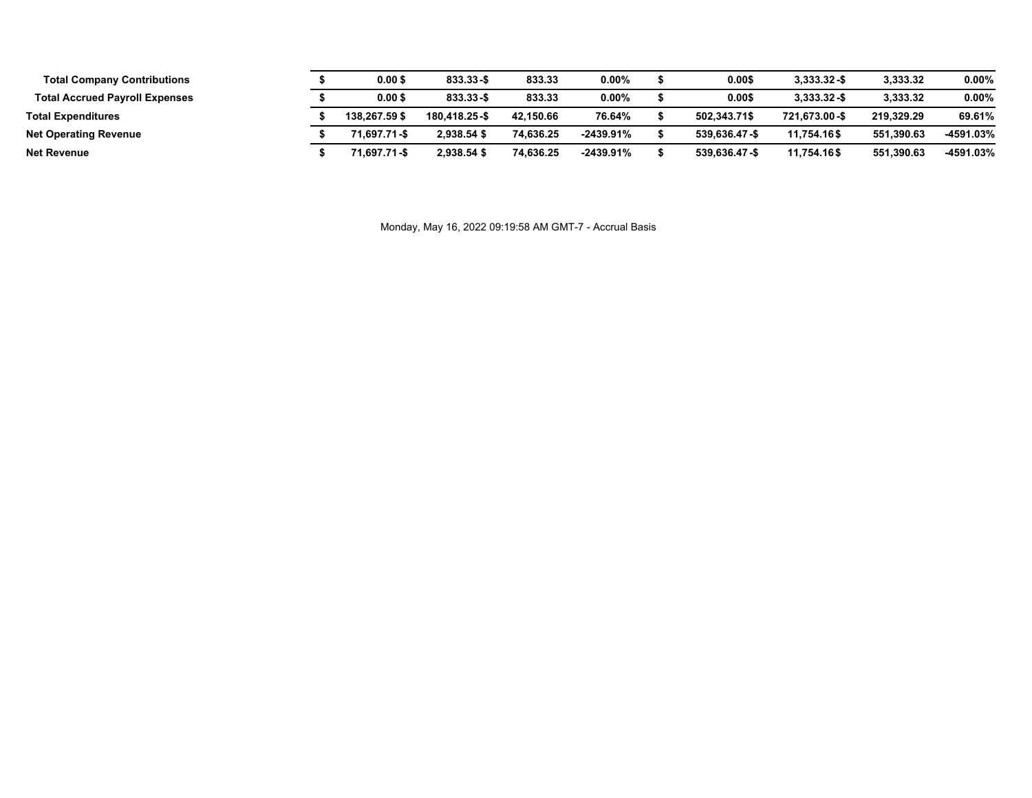| | | | | | | | | | |
|---|---|---|---|---|---|---|---|---|---|
| **Total Company Contributions** | **$** | **0.00 $** | **833.33 -$** | **833.33** | **0.00%** | **$** | **0.00$** | **3,333.32 -$** | **3,333.32** | **0.00%** |
| **Total Accrued Payroll Expenses** | **$** | **0.00 $** | **833.33 -$** | **833.33** | **0.00%** | **$** | **0.00$** | **3,333.32 -$** | **3,333.32** | **0.00%** |
| **Total Expenditures** | **$** | **138,267.59 $** | **180,418.25 -$** | **42,150.66** | **76.64%** | **$** | **502,343.71$** | **721,673.00 -$** | **219,329.29** | **69.61%** |
| **Net Operating Revenue** | **$** | **71,697.71 -$** | **2,938.54 $** | **74,636.25** | **-2439.91%** | **$** | **539,636.47 -$** | **11,754.16 $** | **551,390.63** | **-4591.03%** |
| **Net Revenue** | **$** | **71,697.71 -$** | **2,938.54 $** | **74,636.25** | **-2439.91%** | **$** | **539,636.47 -$** | **11,754.16 $** | **551,390.63** | **-4591.03%** |

Monday, May 16, 2022 09:19:58 AM GMT-7 - Accrual Basis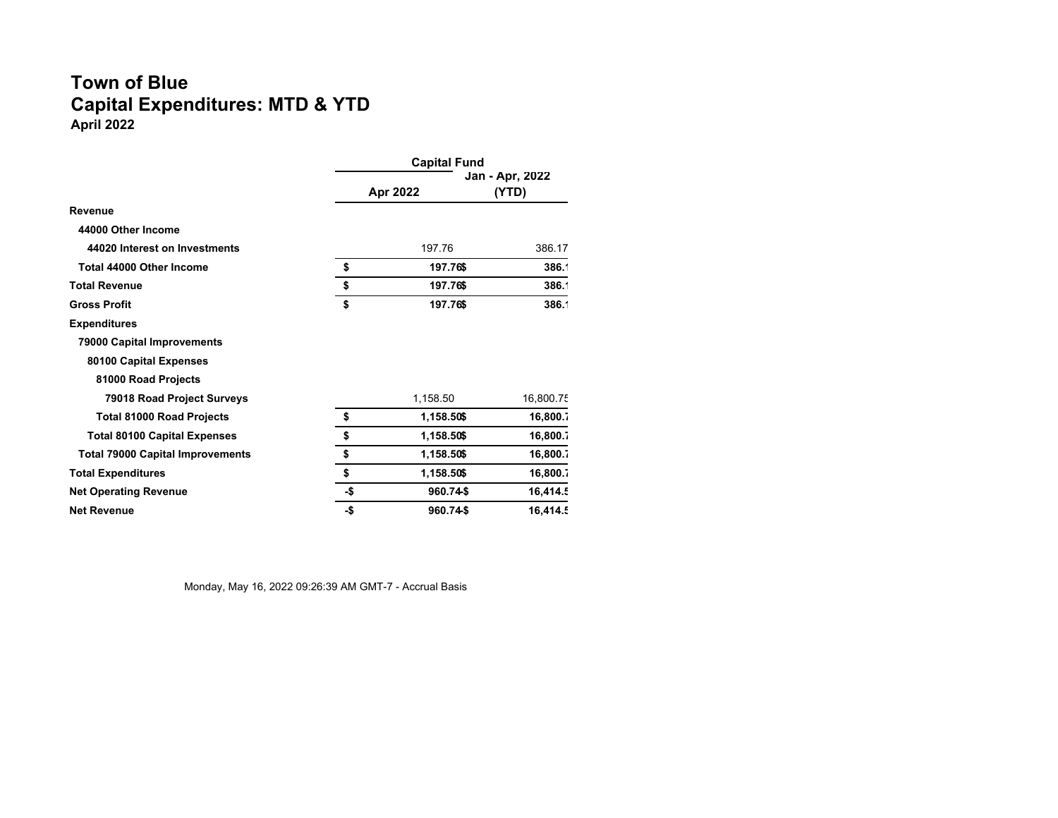# Town of Blue

## Capital Expenditures: MTD & YTD

### April 2022

| | Capital Fund | |
|---|---|---|
| | Apr 2022 | Jan - Apr, 2022 (YTD) |
| **Revenue** | | |
| **44000 Other Income** | | |
| **44020 Interest on Investments** | 197.76 | 386.17 |
| **Total 44000 Other Income** | **$ 197.76** | **$ 386.1** |
| **Total Revenue** | **$ 197.76** | **$ 386.1** |
| **Gross Profit** | **$ 197.76** | **$ 386.1** |
| **Expenditures** | | |
| **79000 Capital Improvements** | | |
| **80100 Capital Expenses** | | |
| **81000 Road Projects** | | |
| **79018 Road Project Surveys** | 1,158.50 | 16,800.75 |
| **Total 81000 Road Projects** | **$ 1,158.50** | **$ 16,800.7** |
| **Total 80100 Capital Expenses** | **$ 1,158.50** | **$ 16,800.7** |
| **Total 79000 Capital Improvements** | **$ 1,158.50** | **$ 16,800.7** |
| **Total Expenditures** | **$ 1,158.50** | **$ 16,800.7** |
| **Net Operating Revenue** | **-$ 960.74** | **-$ 16,414.5** |
| **Net Revenue** | **-$ 960.74** | **-$ 16,414.5** |

Monday, May 16, 2022 09:26:39 AM GMT-7 - Accrual Basis